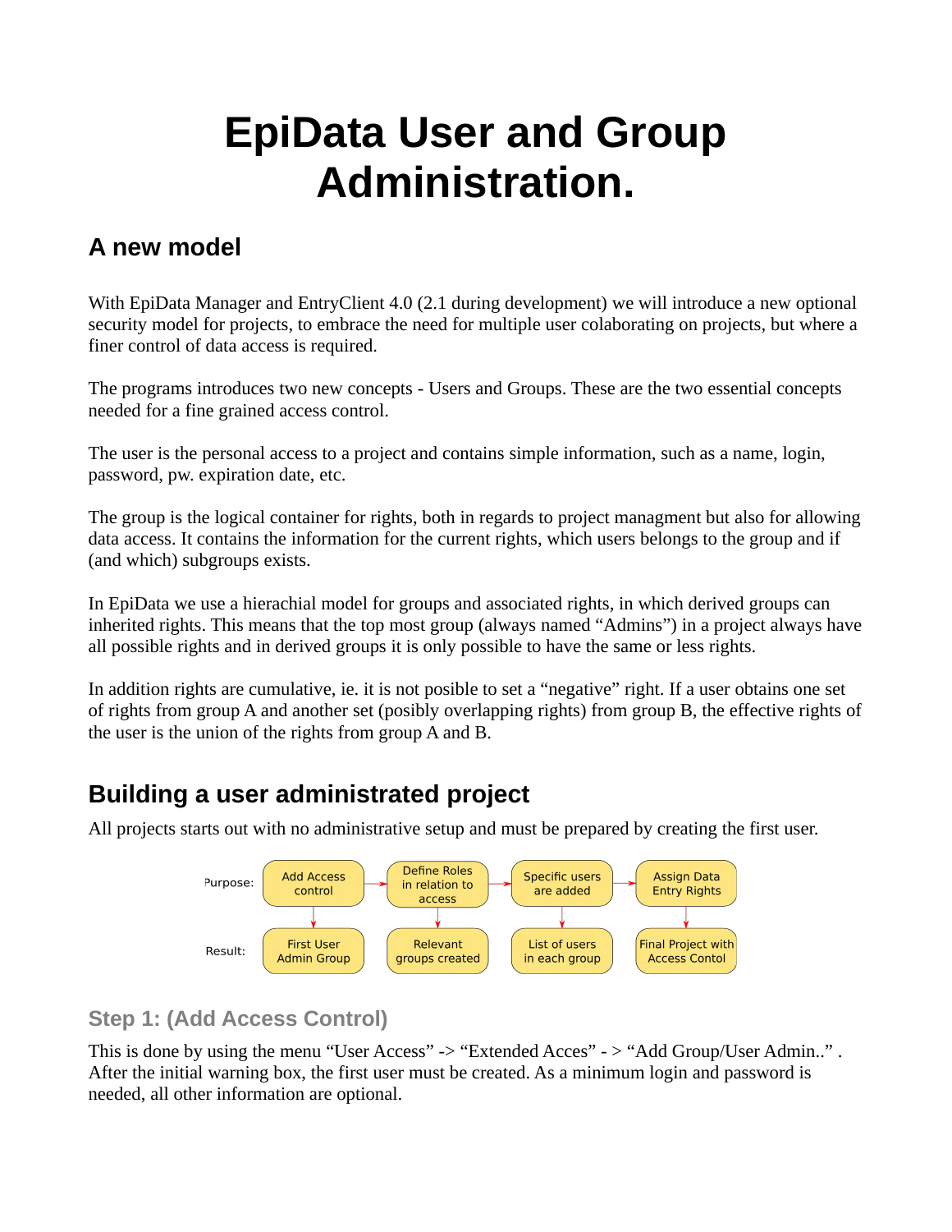# EpiData User and Group Administration.

## A new model

With EpiData Manager and EntryClient 4.0 (2.1 during development) we will introduce a new optional security model for projects, to embrace the need for multiple user colaborating on projects, but where a finer control of data access is required.

The programs introduces two new concepts - Users and Groups. These are the two essential concepts needed for a fine grained access control.

The user is the personal access to a project and contains simple information, such as a name, login, password, pw. expiration date, etc.

The group is the logical container for rights, both in regards to project managment but also for allowing data access. It contains the information for the current rights, which users belongs to the group and if (and which) subgroups exists.

In EpiData we use a hierachial model for groups and associated rights, in which derived groups can inherited rights. This means that the top most group (always named "Admins") in a project always have all possible rights and in derived groups it is only possible to have the same or less rights.

In addition rights are cumulative, ie. it is not posible to set a "negative" right. If a user obtains one set of rights from group A and another set (posibly overlapping rights) from group B, the effective rights of the user is the union of the rights from group A and B.

## Building a user administrated project

All projects starts out with no administrative setup and must be prepared by creating the first user.

| | | | | |
|---|---|---|---|---|
| Purpose: | Add Access control | Define Roles in relation to access | Specific users are added | Assign Data Entry Rights |
| Result: | First User Admin Group | Relevant groups created | List of users in each group | Final Project with Access Contol |

### Step 1: (Add Access Control)

This is done by using the menu "User Access" -> "Extended Acces" - > "Add Group/User Admin.." . After the initial warning box, the first user must be created. As a minimum login and password is needed, all other information are optional.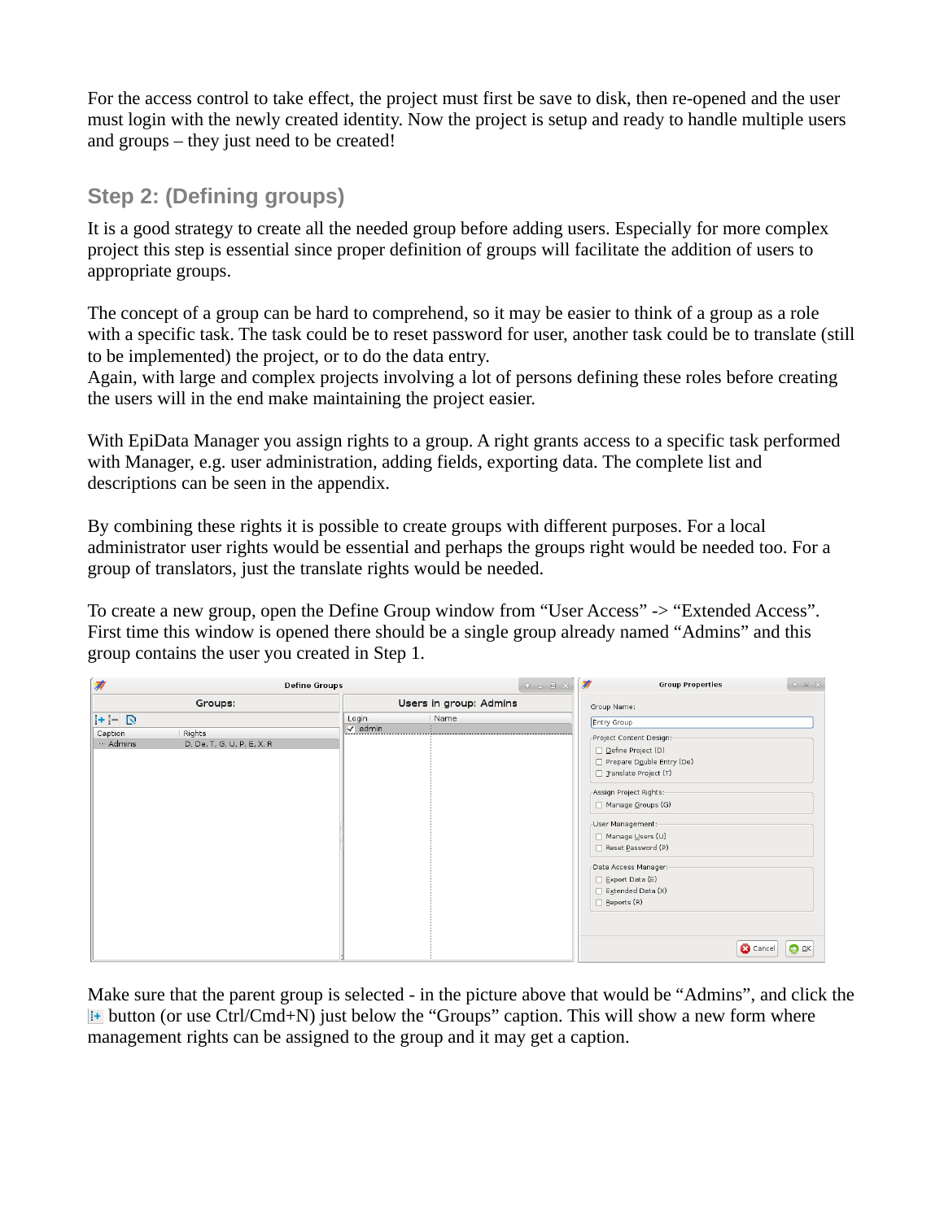For the access control to take effect, the project must first be save to disk, then re-opened and the user must login with the newly created identity. Now the project is setup and ready to handle multiple users and groups – they just need to be created!

## Step 2: (Defining groups)

It is a good strategy to create all the needed group before adding users. Especially for more complex project this step is essential since proper definition of groups will facilitate the addition of users to appropriate groups.

The concept of a group can be hard to comprehend, so it may be easier to think of a group as a role with a specific task. The task could be to reset password for user, another task could be to translate (still to be implemented) the project, or to do the data entry.
Again, with large and complex projects involving a lot of persons defining these roles before creating the users will in the end make maintaining the project easier.

With EpiData Manager you assign rights to a group. A right grants access to a specific task performed with Manager, e.g. user administration, adding fields, exporting data. The complete list and descriptions can be seen in the appendix.

By combining these rights it is possible to create groups with different purposes. For a local administrator user rights would be essential and perhaps the groups right would be needed too. For a group of translators, just the translate rights would be needed.

To create a new group, open the Define Group window from "User Access" -> "Extended Access". First time this window is opened there should be a single group already named "Admins" and this group contains the user you created in Step 1.

Make sure that the parent group is selected - in the picture above that would be "Admins", and click the button (or use Ctrl/Cmd+N) just below the "Groups" caption. This will show a new form where management rights can be assigned to the group and it may get a caption.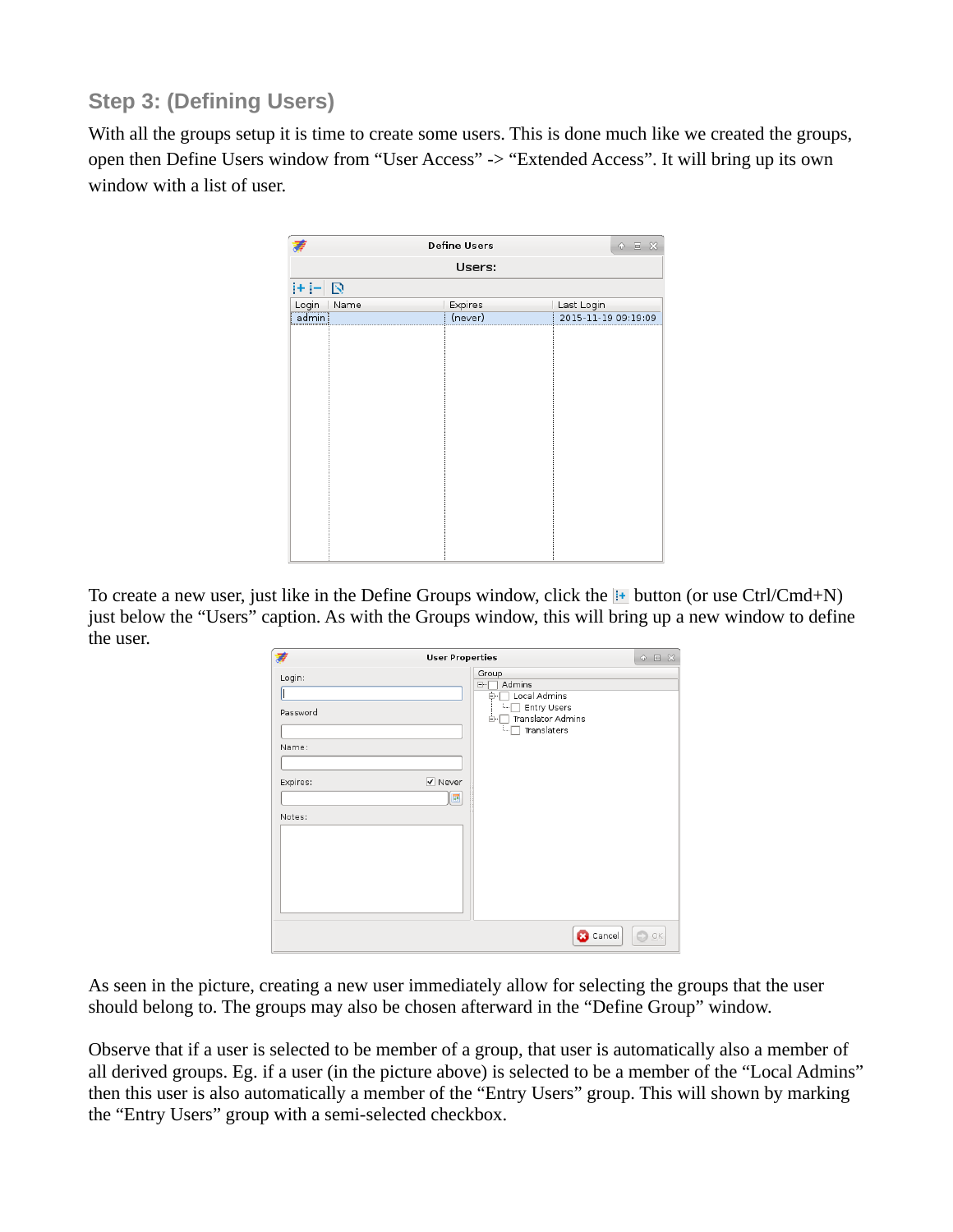### Step 3: (Defining Users)

With all the groups setup it is time to create some users. This is done much like we created the groups, open then Define Users window from “User Access” -> “Extended Access”. It will bring up its own window with a list of user.

To create a new user, just like in the Define Groups window, click the button (or use Ctrl/Cmd+N) just below the “Users” caption. As with the Groups window, this will bring up a new window to define the user.

As seen in the picture, creating a new user immediately allow for selecting the groups that the user should belong to. The groups may also be chosen afterward in the “Define Group” window.

Observe that if a user is selected to be member of a group, that user is automatically also a member of all derived groups. Eg. if a user (in the picture above) is selected to be a member of the “Local Admins” then this user is also automatically a member of the “Entry Users” group. This will shown by marking the “Entry Users” group with a semi-selected checkbox.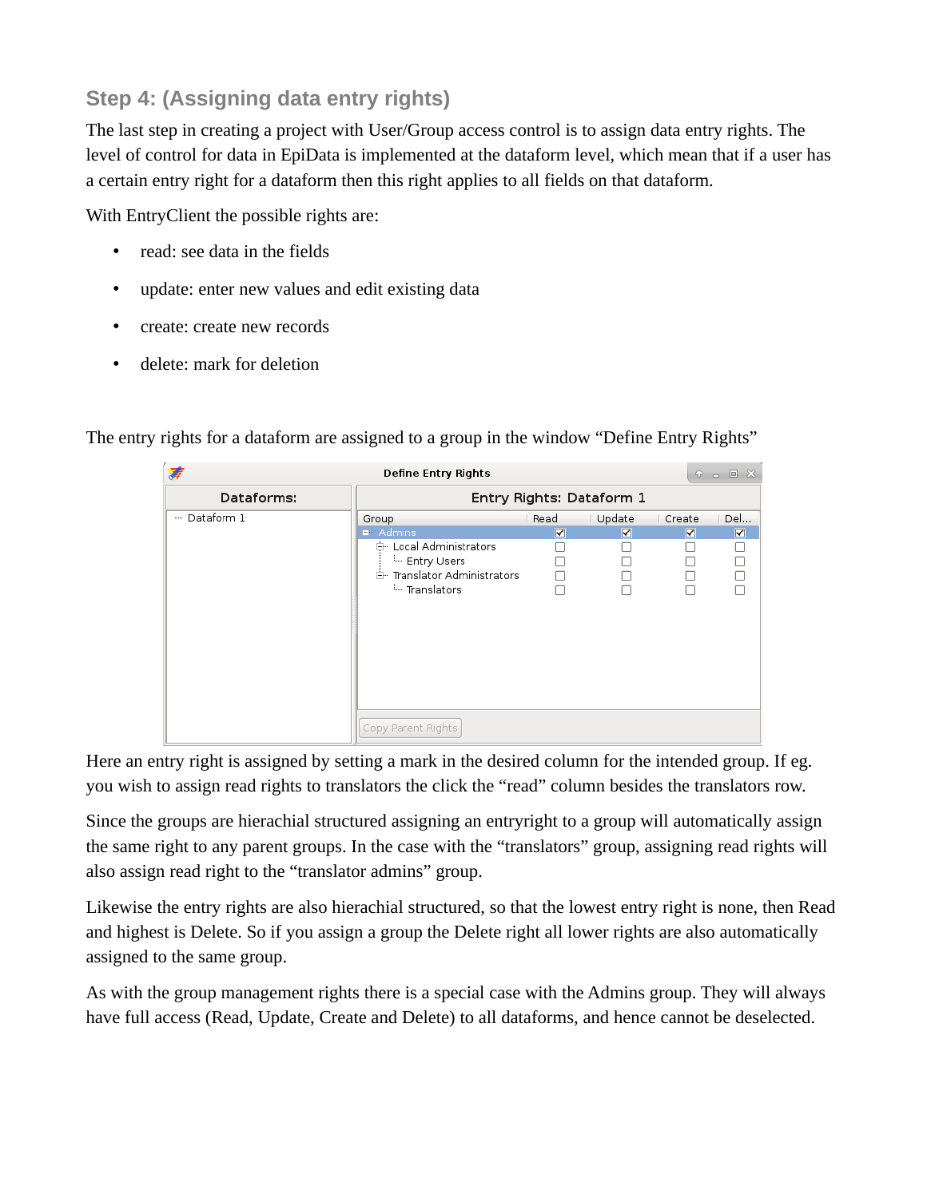### Step 4: (Assigning data entry rights)

The last step in creating a project with User/Group access control is to assign data entry rights. The level of control for data in EpiData is implemented at the dataform level, which mean that if a user has a certain entry right for a dataform then this right applies to all fields on that dataform.

With EntryClient the possible rights are:

- read: see data in the fields
- update: enter new values and edit existing data
- create: create new records
- delete: mark for deletion

The entry rights for a dataform are assigned to a group in the window "Define Entry Rights"

Here an entry right is assigned by setting a mark in the desired column for the intended group. If eg. you wish to assign read rights to translators the click the "read" column besides the translators row.

Since the groups are hierachial structured assigning an entryright to a group will automatically assign the same right to any parent groups. In the case with the "translators" group, assigning read rights will also assign read right to the "translator admins" group.

Likewise the entry rights are also hierachial structured, so that the lowest entry right is none, then Read and highest is Delete. So if you assign a group the Delete right all lower rights are also automatically assigned to the same group.

As with the group management rights there is a special case with the Admins group. They will always have full access (Read, Update, Create and Delete) to all dataforms, and hence cannot be deselected.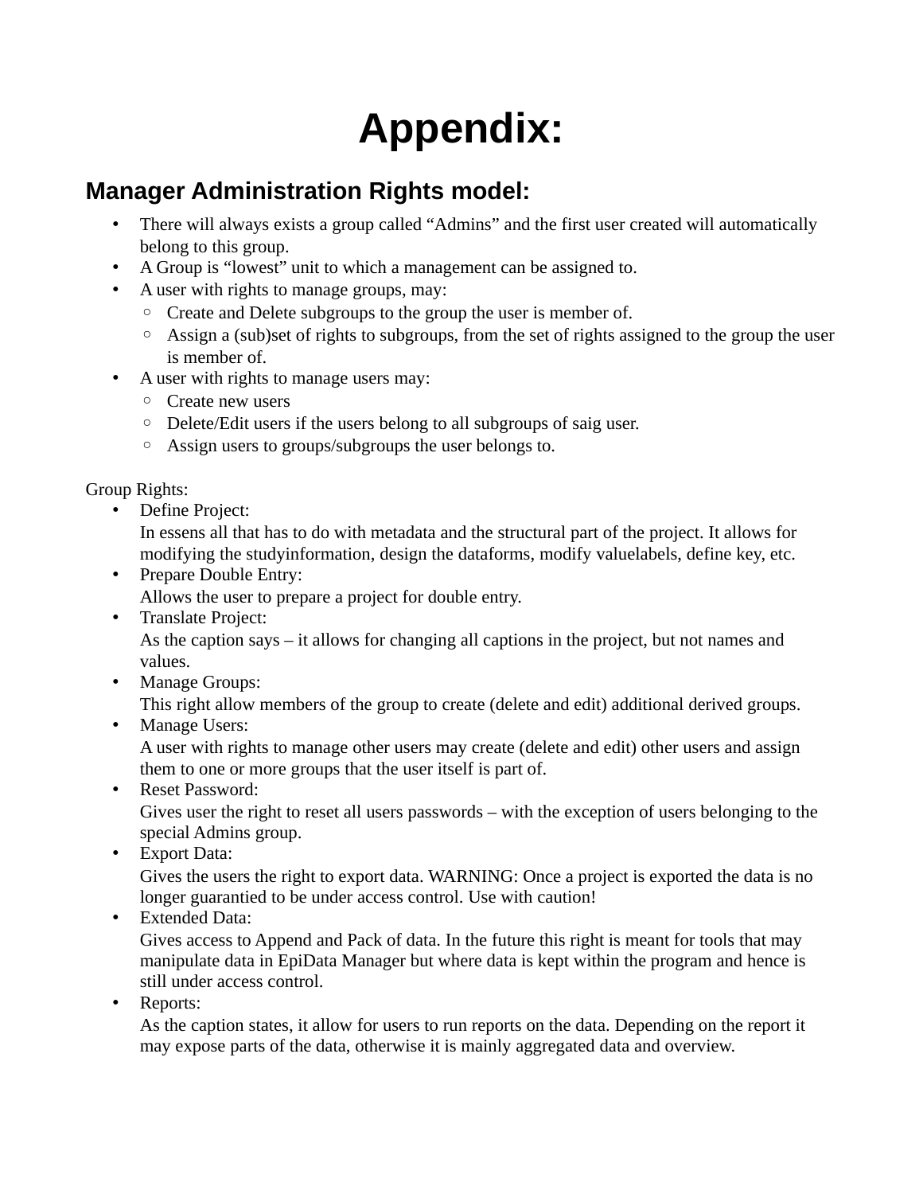# Appendix:

## Manager Administration Rights model:

- There will always exists a group called “Admins” and the first user created will automatically belong to this group.
- A Group is “lowest” unit to which a management can be assigned to.
- A user with rights to manage groups, may:
  - Create and Delete subgroups to the group the user is member of.
  - Assign a (sub)set of rights to subgroups, from the set of rights assigned to the group the user is member of.
- A user with rights to manage users may:
  - Create new users
  - Delete/Edit users if the users belong to all subgroups of saig user.
  - Assign users to groups/subgroups the user belongs to.

Group Rights:

- Define Project:
  In essens all that has to do with metadata and the structural part of the project. It allows for modifying the studyinformation, design the dataforms, modify valuelabels, define key, etc.
- Prepare Double Entry:
  Allows the user to prepare a project for double entry.
- Translate Project:
  As the caption says – it allows for changing all captions in the project, but not names and values.
- Manage Groups:
  This right allow members of the group to create (delete and edit) additional derived groups.
- Manage Users:
  A user with rights to manage other users may create (delete and edit) other users and assign them to one or more groups that the user itself is part of.
- Reset Password:
  Gives user the right to reset all users passwords – with the exception of users belonging to the special Admins group.
- Export Data:
  Gives the users the right to export data. WARNING: Once a project is exported the data is no longer guarantied to be under access control. Use with caution!
- Extended Data:
  Gives access to Append and Pack of data. In the future this right is meant for tools that may manipulate data in EpiData Manager but where data is kept within the program and hence is still under access control.
- Reports:
  As the caption states, it allow for users to run reports on the data. Depending on the report it may expose parts of the data, otherwise it is mainly aggregated data and overview.